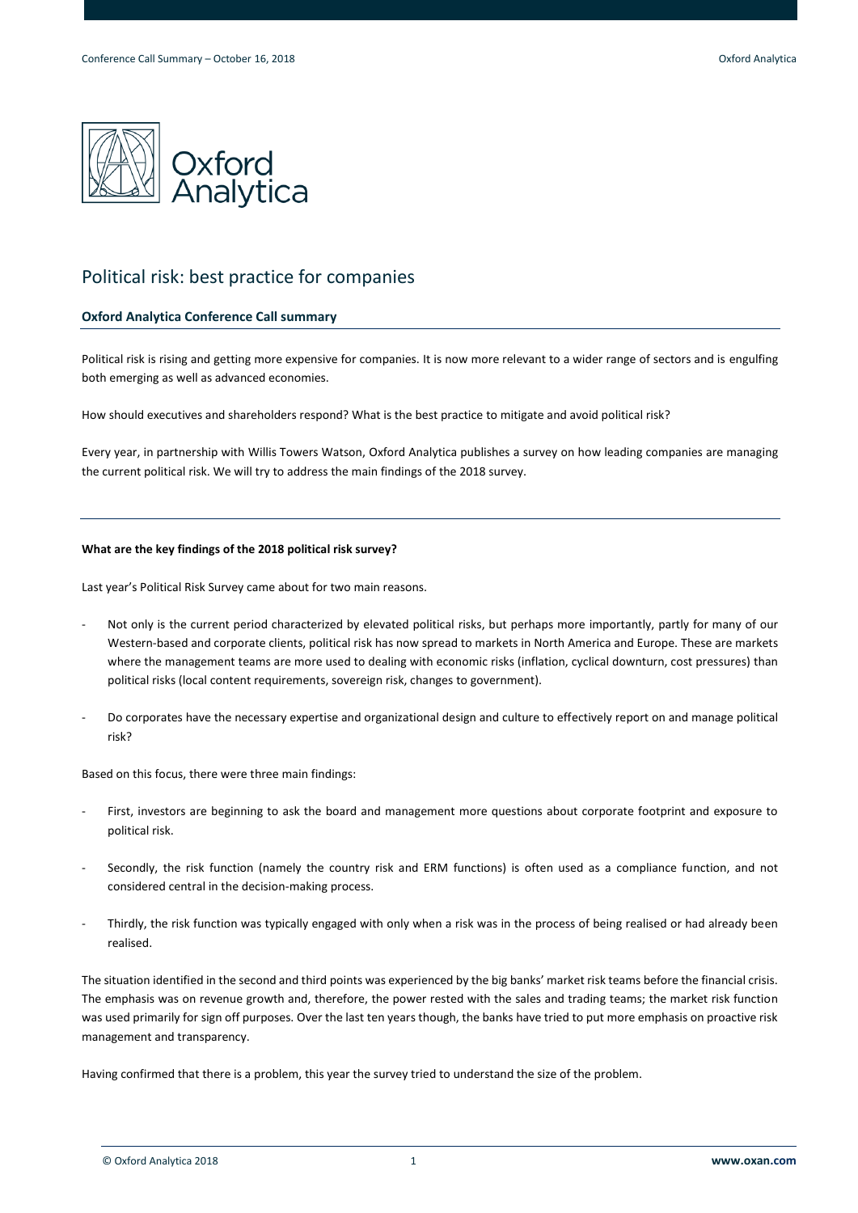# Political risk: best practice for companies

## Oxford Analytica Conference Call summary

Political risk is rising and getting more expensive for companies. It is now more relevant to a wider range of sectors and is engulfing both emerging as well as advanced economies.

How should executives and shareholders respond? What is the best practice to mitigate and avoid political risk?

Every year, in partnership with Willis Towers Watson, Oxford Analytica publishes a survey on how leading companies are managing the current political risk. We will try to address the main findings of the 2018 survey.

---

**What are the key findings of the 2018 political risk survey?**

Last year's Political Risk Survey came about for two main reasons.

- Not only is the current period characterized by elevated political risks, but perhaps more importantly, partly for many of our Western-based and corporate clients, political risk has now spread to markets in North America and Europe. These are markets where the management teams are more used to dealing with economic risks (inflation, cyclical downturn, cost pressures) than political risks (local content requirements, sovereign risk, changes to government).
- Do corporates have the necessary expertise and organizational design and culture to effectively report on and manage political risk?

Based on this focus, there were three main findings:

- First, investors are beginning to ask the board and management more questions about corporate footprint and exposure to political risk.
- Secondly, the risk function (namely the country risk and ERM functions) is often used as a compliance function, and not considered central in the decision-making process.
- Thirdly, the risk function was typically engaged with only when a risk was in the process of being realised or had already been realised.

The situation identified in the second and third points was experienced by the big banks' market risk teams before the financial crisis. The emphasis was on revenue growth and, therefore, the power rested with the sales and trading teams; the market risk function was used primarily for sign off purposes. Over the last ten years though, the banks have tried to put more emphasis on proactive risk management and transparency.

Having confirmed that there is a problem, this year the survey tried to understand the size of the problem.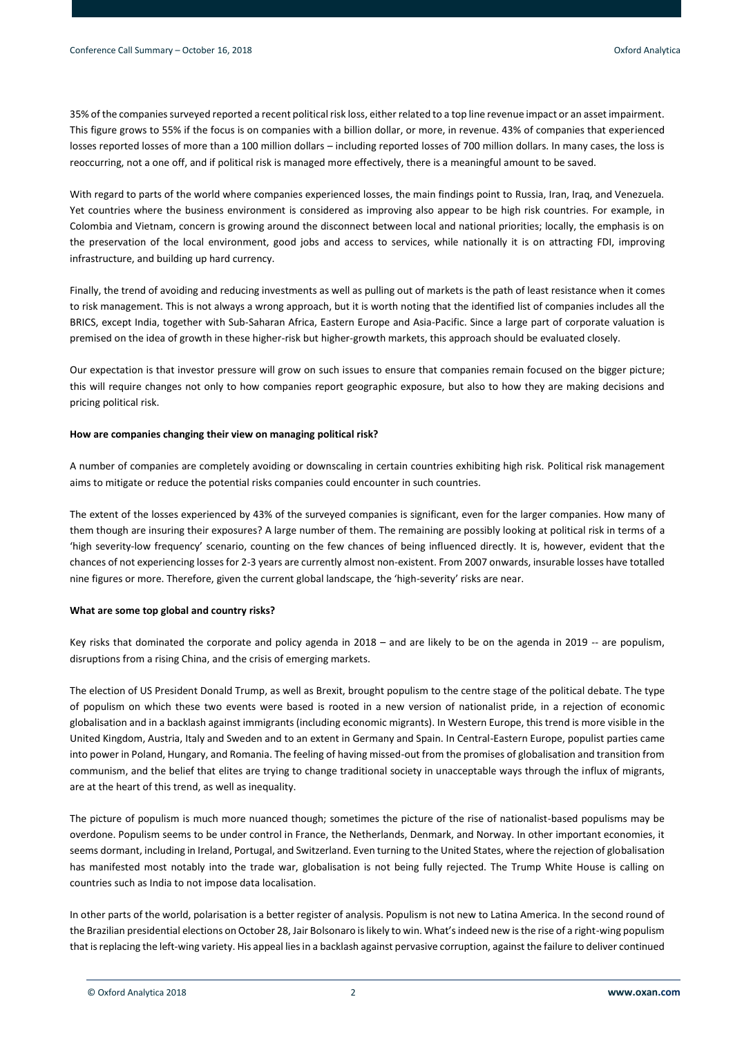35% of the companies surveyed reported a recent political risk loss, either related to a top line revenue impact or an asset impairment. This figure grows to 55% if the focus is on companies with a billion dollar, or more, in revenue. 43% of companies that experienced losses reported losses of more than a 100 million dollars – including reported losses of 700 million dollars. In many cases, the loss is reoccurring, not a one off, and if political risk is managed more effectively, there is a meaningful amount to be saved.

With regard to parts of the world where companies experienced losses, the main findings point to Russia, Iran, Iraq, and Venezuela. Yet countries where the business environment is considered as improving also appear to be high risk countries. For example, in Colombia and Vietnam, concern is growing around the disconnect between local and national priorities; locally, the emphasis is on the preservation of the local environment, good jobs and access to services, while nationally it is on attracting FDI, improving infrastructure, and building up hard currency.

Finally, the trend of avoiding and reducing investments as well as pulling out of markets is the path of least resistance when it comes to risk management. This is not always a wrong approach, but it is worth noting that the identified list of companies includes all the BRICS, except India, together with Sub-Saharan Africa, Eastern Europe and Asia-Pacific. Since a large part of corporate valuation is premised on the idea of growth in these higher-risk but higher-growth markets, this approach should be evaluated closely.

Our expectation is that investor pressure will grow on such issues to ensure that companies remain focused on the bigger picture; this will require changes not only to how companies report geographic exposure, but also to how they are making decisions and pricing political risk.

**How are companies changing their view on managing political risk?**

A number of companies are completely avoiding or downscaling in certain countries exhibiting high risk. Political risk management aims to mitigate or reduce the potential risks companies could encounter in such countries.

The extent of the losses experienced by 43% of the surveyed companies is significant, even for the larger companies. How many of them though are insuring their exposures? A large number of them. The remaining are possibly looking at political risk in terms of a 'high severity-low frequency' scenario, counting on the few chances of being influenced directly. It is, however, evident that the chances of not experiencing losses for 2-3 years are currently almost non-existent. From 2007 onwards, insurable losses have totalled nine figures or more. Therefore, given the current global landscape, the 'high-severity' risks are near.

**What are some top global and country risks?**

Key risks that dominated the corporate and policy agenda in 2018 – and are likely to be on the agenda in 2019 -- are populism, disruptions from a rising China, and the crisis of emerging markets.

The election of US President Donald Trump, as well as Brexit, brought populism to the centre stage of the political debate. The type of populism on which these two events were based is rooted in a new version of nationalist pride, in a rejection of economic globalisation and in a backlash against immigrants (including economic migrants). In Western Europe, this trend is more visible in the United Kingdom, Austria, Italy and Sweden and to an extent in Germany and Spain. In Central-Eastern Europe, populist parties came into power in Poland, Hungary, and Romania. The feeling of having missed-out from the promises of globalisation and transition from communism, and the belief that elites are trying to change traditional society in unacceptable ways through the influx of migrants, are at the heart of this trend, as well as inequality.

The picture of populism is much more nuanced though; sometimes the picture of the rise of nationalist-based populisms may be overdone. Populism seems to be under control in France, the Netherlands, Denmark, and Norway. In other important economies, it seems dormant, including in Ireland, Portugal, and Switzerland. Even turning to the United States, where the rejection of globalisation has manifested most notably into the trade war, globalisation is not being fully rejected. The Trump White House is calling on countries such as India to not impose data localisation.

In other parts of the world, polarisation is a better register of analysis. Populism is not new to Latina America. In the second round of the Brazilian presidential elections on October 28, Jair Bolsonaro is likely to win. What's indeed new is the rise of a right-wing populism that is replacing the left-wing variety. His appeal lies in a backlash against pervasive corruption, against the failure to deliver continued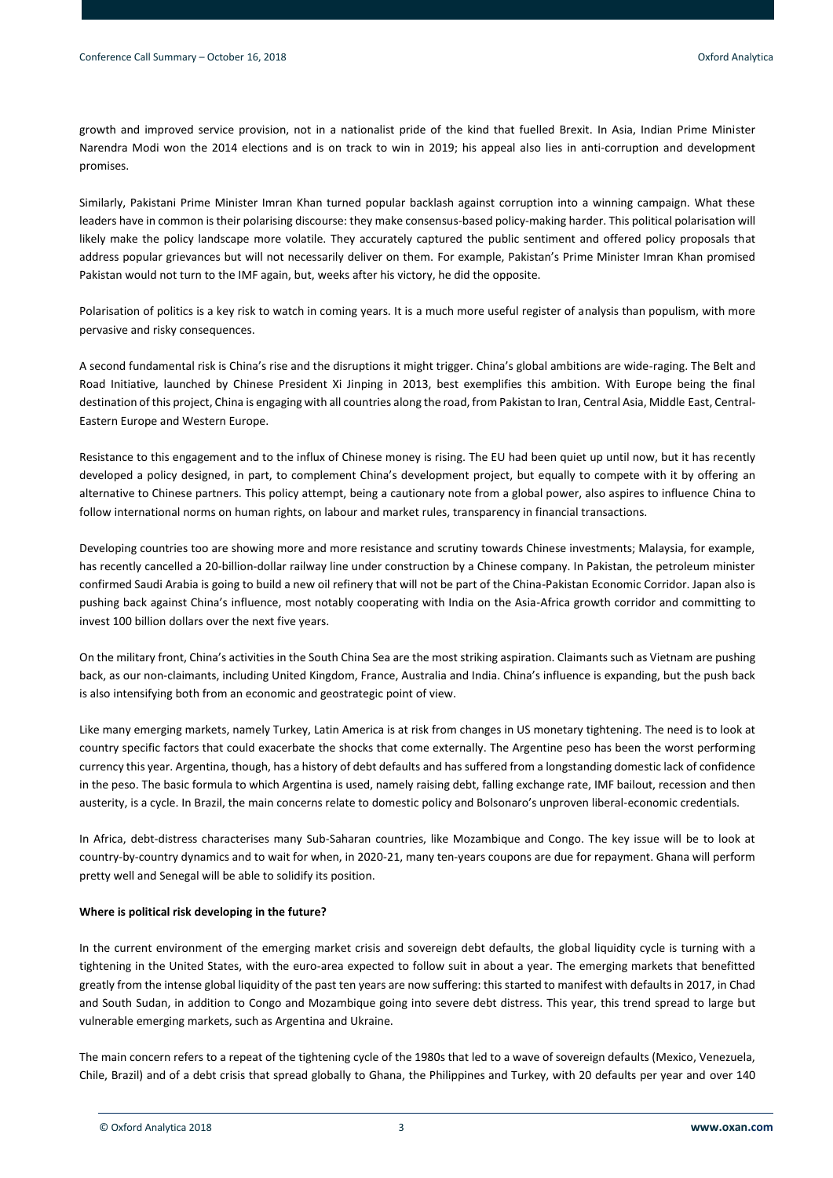growth and improved service provision, not in a nationalist pride of the kind that fuelled Brexit. In Asia, Indian Prime Minister Narendra Modi won the 2014 elections and is on track to win in 2019; his appeal also lies in anti-corruption and development promises.

Similarly, Pakistani Prime Minister Imran Khan turned popular backlash against corruption into a winning campaign. What these leaders have in common is their polarising discourse: they make consensus-based policy-making harder. This political polarisation will likely make the policy landscape more volatile. They accurately captured the public sentiment and offered policy proposals that address popular grievances but will not necessarily deliver on them. For example, Pakistan's Prime Minister Imran Khan promised Pakistan would not turn to the IMF again, but, weeks after his victory, he did the opposite.

Polarisation of politics is a key risk to watch in coming years. It is a much more useful register of analysis than populism, with more pervasive and risky consequences.

A second fundamental risk is China's rise and the disruptions it might trigger. China's global ambitions are wide-raging. The Belt and Road Initiative, launched by Chinese President Xi Jinping in 2013, best exemplifies this ambition. With Europe being the final destination of this project, China is engaging with all countries along the road, from Pakistan to Iran, Central Asia, Middle East, Central-Eastern Europe and Western Europe.

Resistance to this engagement and to the influx of Chinese money is rising. The EU had been quiet up until now, but it has recently developed a policy designed, in part, to complement China's development project, but equally to compete with it by offering an alternative to Chinese partners. This policy attempt, being a cautionary note from a global power, also aspires to influence China to follow international norms on human rights, on labour and market rules, transparency in financial transactions.

Developing countries too are showing more and more resistance and scrutiny towards Chinese investments; Malaysia, for example, has recently cancelled a 20-billion-dollar railway line under construction by a Chinese company. In Pakistan, the petroleum minister confirmed Saudi Arabia is going to build a new oil refinery that will not be part of the China-Pakistan Economic Corridor. Japan also is pushing back against China's influence, most notably cooperating with India on the Asia-Africa growth corridor and committing to invest 100 billion dollars over the next five years.

On the military front, China's activities in the South China Sea are the most striking aspiration. Claimants such as Vietnam are pushing back, as our non-claimants, including United Kingdom, France, Australia and India. China's influence is expanding, but the push back is also intensifying both from an economic and geostrategic point of view.

Like many emerging markets, namely Turkey, Latin America is at risk from changes in US monetary tightening. The need is to look at country specific factors that could exacerbate the shocks that come externally. The Argentine peso has been the worst performing currency this year. Argentina, though, has a history of debt defaults and has suffered from a longstanding domestic lack of confidence in the peso. The basic formula to which Argentina is used, namely raising debt, falling exchange rate, IMF bailout, recession and then austerity, is a cycle. In Brazil, the main concerns relate to domestic policy and Bolsonaro's unproven liberal-economic credentials.

In Africa, debt-distress characterises many Sub-Saharan countries, like Mozambique and Congo. The key issue will be to look at country-by-country dynamics and to wait for when, in 2020-21, many ten-years coupons are due for repayment. Ghana will perform pretty well and Senegal will be able to solidify its position.

**Where is political risk developing in the future?**

In the current environment of the emerging market crisis and sovereign debt defaults, the global liquidity cycle is turning with a tightening in the United States, with the euro-area expected to follow suit in about a year. The emerging markets that benefitted greatly from the intense global liquidity of the past ten years are now suffering: this started to manifest with defaults in 2017, in Chad and South Sudan, in addition to Congo and Mozambique going into severe debt distress. This year, this trend spread to large but vulnerable emerging markets, such as Argentina and Ukraine.

The main concern refers to a repeat of the tightening cycle of the 1980s that led to a wave of sovereign defaults (Mexico, Venezuela, Chile, Brazil) and of a debt crisis that spread globally to Ghana, the Philippines and Turkey, with 20 defaults per year and over 140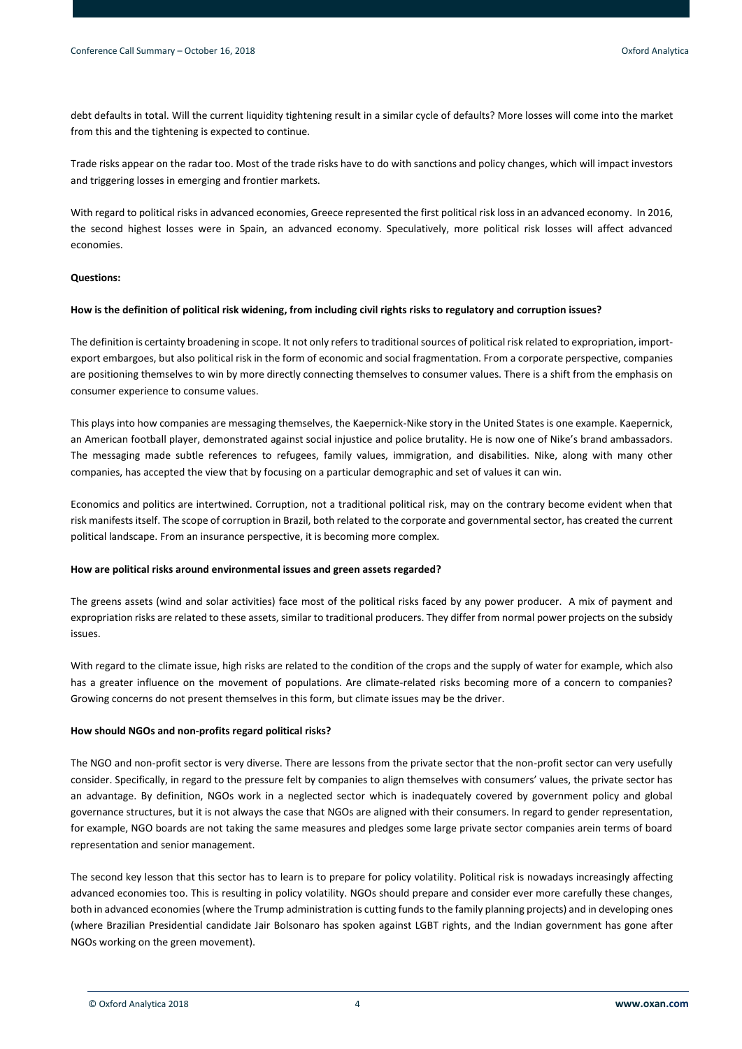debt defaults in total. Will the current liquidity tightening result in a similar cycle of defaults? More losses will come into the market from this and the tightening is expected to continue.

Trade risks appear on the radar too. Most of the trade risks have to do with sanctions and policy changes, which will impact investors and triggering losses in emerging and frontier markets.

With regard to political risks in advanced economies, Greece represented the first political risk loss in an advanced economy. In 2016, the second highest losses were in Spain, an advanced economy. Speculatively, more political risk losses will affect advanced economies.

**Questions:**

**How is the definition of political risk widening, from including civil rights risks to regulatory and corruption issues?**

The definition is certainty broadening in scope. It not only refers to traditional sources of political risk related to expropriation, import-export embargoes, but also political risk in the form of economic and social fragmentation. From a corporate perspective, companies are positioning themselves to win by more directly connecting themselves to consumer values. There is a shift from the emphasis on consumer experience to consume values.

This plays into how companies are messaging themselves, the Kaepernick-Nike story in the United States is one example. Kaepernick, an American football player, demonstrated against social injustice and police brutality. He is now one of Nike's brand ambassadors. The messaging made subtle references to refugees, family values, immigration, and disabilities. Nike, along with many other companies, has accepted the view that by focusing on a particular demographic and set of values it can win.

Economics and politics are intertwined. Corruption, not a traditional political risk, may on the contrary become evident when that risk manifests itself. The scope of corruption in Brazil, both related to the corporate and governmental sector, has created the current political landscape. From an insurance perspective, it is becoming more complex.

**How are political risks around environmental issues and green assets regarded?**

The greens assets (wind and solar activities) face most of the political risks faced by any power producer. A mix of payment and expropriation risks are related to these assets, similar to traditional producers. They differ from normal power projects on the subsidy issues.

With regard to the climate issue, high risks are related to the condition of the crops and the supply of water for example, which also has a greater influence on the movement of populations. Are climate-related risks becoming more of a concern to companies? Growing concerns do not present themselves in this form, but climate issues may be the driver.

**How should NGOs and non-profits regard political risks?**

The NGO and non-profit sector is very diverse. There are lessons from the private sector that the non-profit sector can very usefully consider. Specifically, in regard to the pressure felt by companies to align themselves with consumers' values, the private sector has an advantage. By definition, NGOs work in a neglected sector which is inadequately covered by government policy and global governance structures, but it is not always the case that NGOs are aligned with their consumers. In regard to gender representation, for example, NGO boards are not taking the same measures and pledges some large private sector companies arein terms of board representation and senior management.

The second key lesson that this sector has to learn is to prepare for policy volatility. Political risk is nowadays increasingly affecting advanced economies too. This is resulting in policy volatility. NGOs should prepare and consider ever more carefully these changes, both in advanced economies (where the Trump administration is cutting funds to the family planning projects) and in developing ones (where Brazilian Presidential candidate Jair Bolsonaro has spoken against LGBT rights, and the Indian government has gone after NGOs working on the green movement).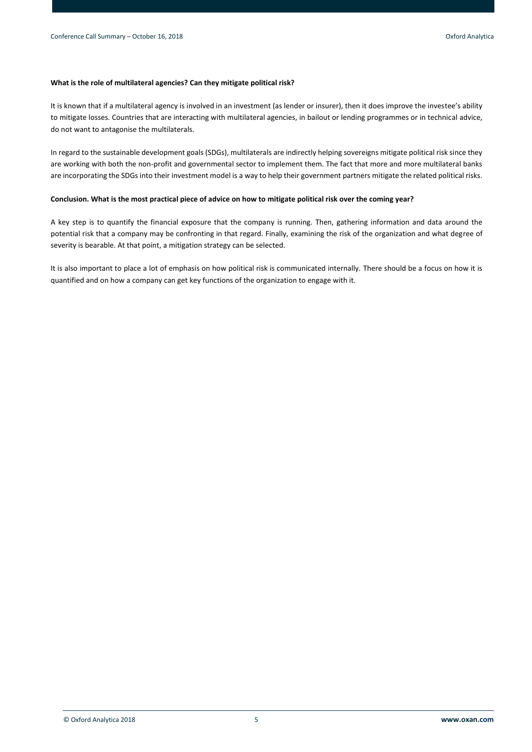**What is the role of multilateral agencies? Can they mitigate political risk?**

It is known that if a multilateral agency is involved in an investment (as lender or insurer), then it does improve the investee's ability to mitigate losses. Countries that are interacting with multilateral agencies, in bailout or lending programmes or in technical advice, do not want to antagonise the multilaterals.

In regard to the sustainable development goals (SDGs), multilaterals are indirectly helping sovereigns mitigate political risk since they are working with both the non-profit and governmental sector to implement them. The fact that more and more multilateral banks are incorporating the SDGs into their investment model is a way to help their government partners mitigate the related political risks.

**Conclusion. What is the most practical piece of advice on how to mitigate political risk over the coming year?**

A key step is to quantify the financial exposure that the company is running. Then, gathering information and data around the potential risk that a company may be confronting in that regard. Finally, examining the risk of the organization and what degree of severity is bearable. At that point, a mitigation strategy can be selected.

It is also important to place a lot of emphasis on how political risk is communicated internally. There should be a focus on how it is quantified and on how a company can get key functions of the organization to engage with it.